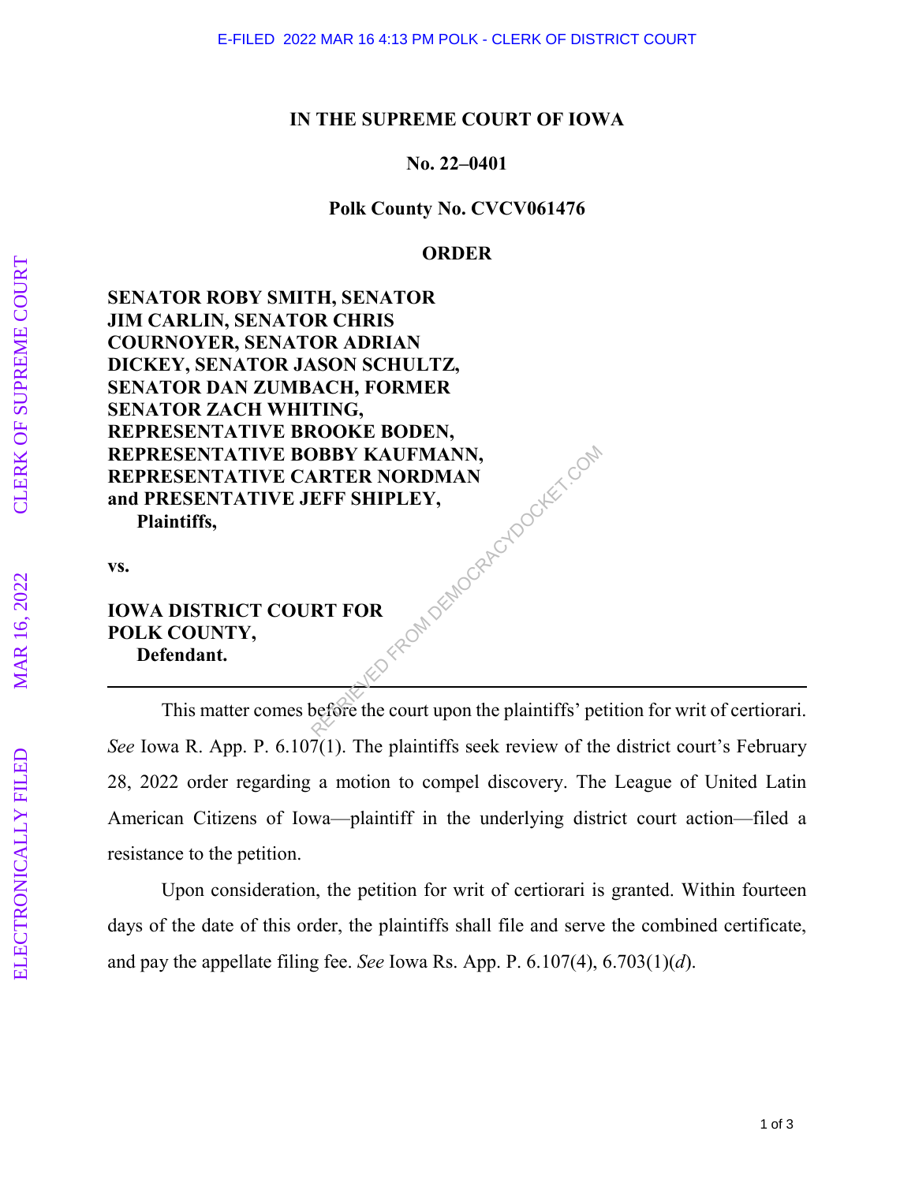E-FILED 2022 MAR 16 4:13 PM POLK - CLERK OF DISTRICT COURT

**IN THE SUPREME COURT OF IOWA**

**No. 22–0401**

**Polk County No. CVCV061476**

**ORDER**

**SENATOR ROBY SMITH, SENATOR JIM CARLIN, SENATOR CHRIS COURNOYER, SENATOR ADRIAN DICKEY, SENATOR JASON SCHULTZ, SENATOR DAN ZUMBACH, FORMER SENATOR ZACH WHITING, REPRESENTATIVE BROOKE BODEN, REPRESENTATIVE BOBBY KAUFMANN, REPRESENTATIVE CARTER NORDMAN and PRESENTATIVE JEFF SHIPLEY,**
**Plaintiffs,**

**vs.**

**IOWA DISTRICT COURT FOR POLK COUNTY,**
**Defendant.**

---

This matter comes before the court upon the plaintiffs' petition for writ of certiorari. *See* Iowa R. App. P. 6.107(1). The plaintiffs seek review of the district court's February 28, 2022 order regarding a motion to compel discovery. The League of United Latin American Citizens of Iowa—plaintiff in the underlying district court action—filed a resistance to the petition.

Upon consideration, the petition for writ of certiorari is granted. Within fourteen days of the date of this order, the plaintiffs shall file and serve the combined certificate, and pay the appellate filing fee. *See* Iowa Rs. App. P. 6.107(4), 6.703(1)(*d*).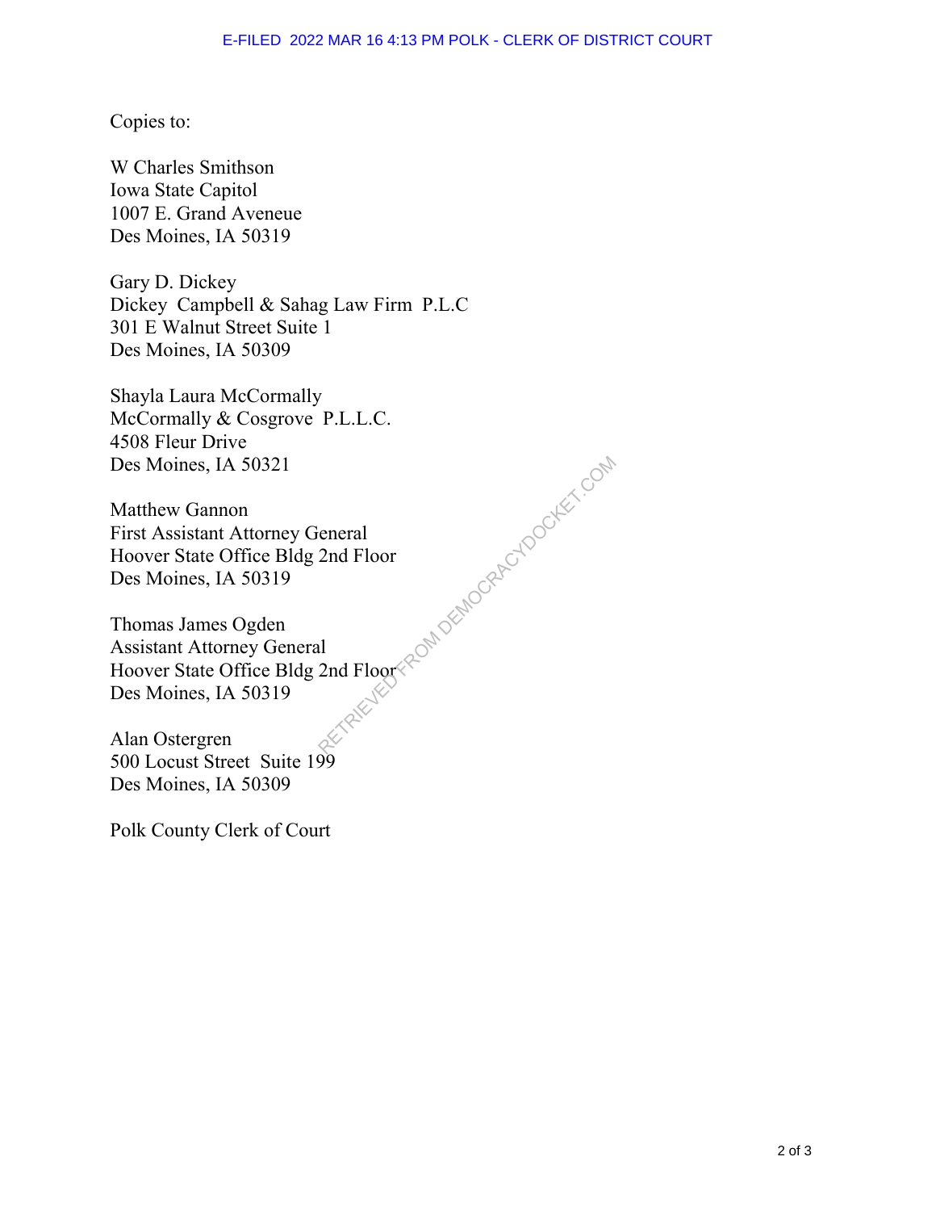Copies to:

W Charles Smithson
Iowa State Capitol
1007 E. Grand Aveneue
Des Moines, IA 50319

Gary D. Dickey
Dickey Campbell & Sahag Law Firm P.L.C
301 E Walnut Street Suite 1
Des Moines, IA 50309

Shayla Laura McCormally
McCormally & Cosgrove P.L.L.C.
4508 Fleur Drive
Des Moines, IA 50321

Matthew Gannon
First Assistant Attorney General
Hoover State Office Bldg 2nd Floor
Des Moines, IA 50319

Thomas James Ogden
Assistant Attorney General
Hoover State Office Bldg 2nd Floor
Des Moines, IA 50319

Alan Ostergren
500 Locust Street Suite 199
Des Moines, IA 50309

Polk County Clerk of Court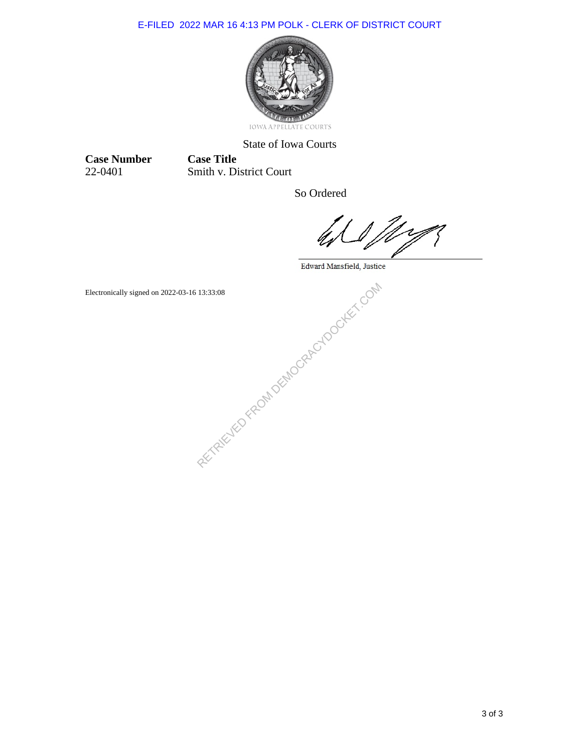E-FILED 2022 MAR 16 4:13 PM POLK - CLERK OF DISTRICT COURT

IOWA APPELLATE COURTS

State of Iowa Courts

| **Case Number** | **Case Title** |
| --- | --- |
| 22-0401 | Smith v. District Court |

So Ordered

Edward Mansfield, Justice

Electronically signed on 2022-03-16 13:33:08

RETRIEVED FROM DEMOCRACYDOCKET.COM